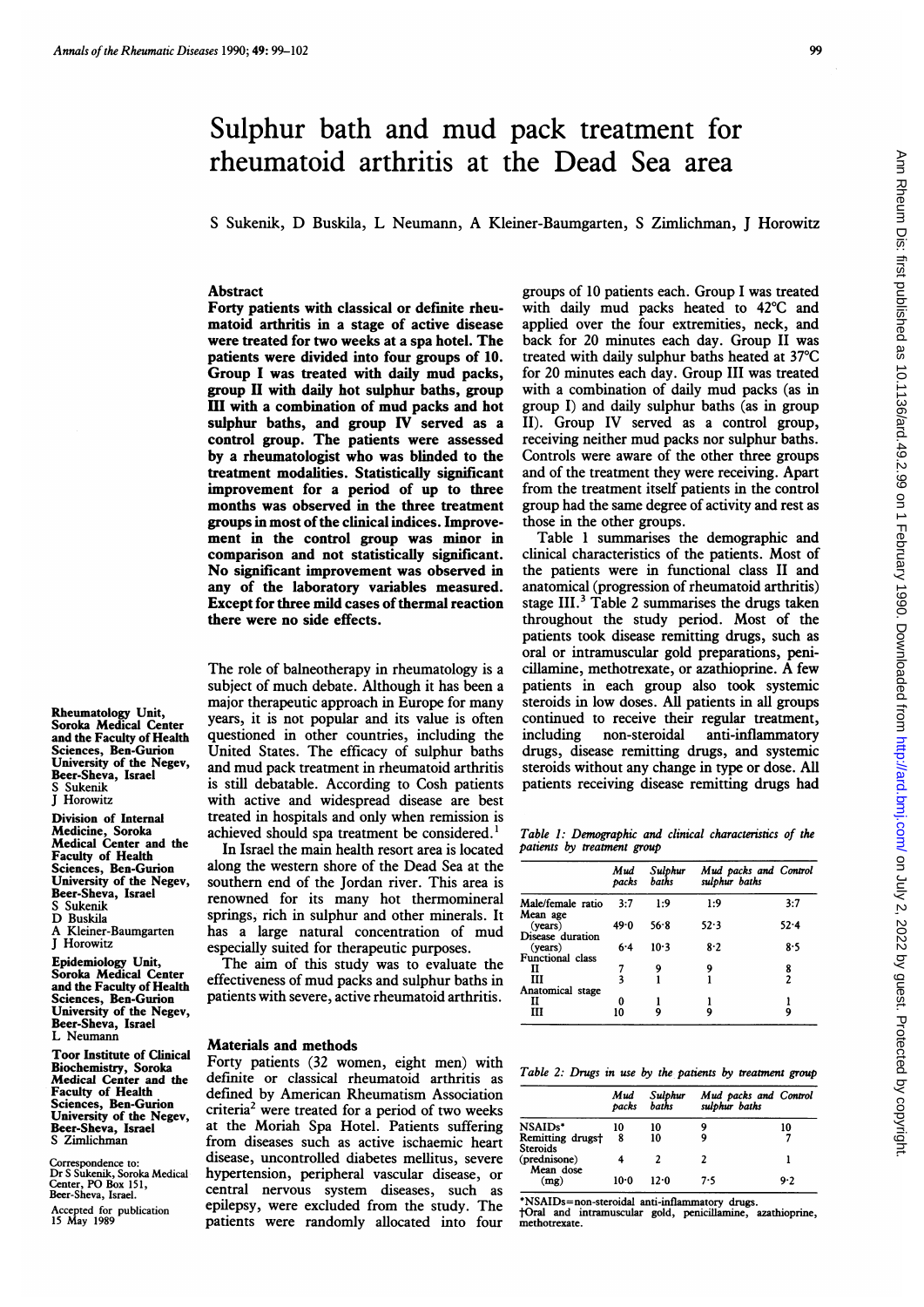# Sulphur bath and mud pack treatment for rheumatoid arthritis at the Dead Sea area

S Sukenik, D Buskila, L Neumann, A Kleiner-Baumgarten, S Zimlichman, J Horowitz

## Abstract

**Forty patients with classical or definite rheumatoid arthritis in a stage of active disease were treated for two weeks at a spa hotel. The patients were divided into four groups of 10. Group I was treated with daily mud packs, group II with daily hot sulphur baths, group III with a combination of mud packs and hot sulphur baths, and group IV served as a control group. The patients were assessed by a rheumatologist who was blinded to the treatment modalities. Statistically significant improvement for a period of up to three months was observed in the three treatment groups in most of the clinical indices. Improvement in the control group was minor in comparison and not statistically significant. No significant improvement was observed in any of the laboratory variables measured. Except for three mild cases of thermal reaction there were no side effects.**

Rheumatology Unit, Soroka Medical Center and the Faculty of Health Sciences, Ben-Gurion University of the Negev, Beer-Sheva, Israel
S Sukenik
J Horowitz

Division of Internal Medicine, Soroka Medical Center and the Faculty of Health Sciences, Ben-Gurion University of the Negev, Beer-Sheva, Israel
S Sukenik
D Buskila
A Kleiner-Baumgarten
J Horowitz

Epidemiology Unit, Soroka Medical Center and the Faculty of Health Sciences, Ben-Gurion University of the Negev, Beer-Sheva, Israel
L Neumann

Toor Institute of Clinical Biochemistry, Soroka Medical Center and the Faculty of Health Sciences, Ben-Gurion University of the Negev, Beer-Sheva, Israel
S Zimlichman

Correspondence to: Dr S Sukenik, Soroka Medical Center, PO Box 151, Beer-Sheva, Israel.

Accepted for publication 15 May 1989

The role of balneotherapy in rheumatology is a subject of much debate. Although it has been a major therapeutic approach in Europe for many years, it is not popular and its value is often questioned in other countries, including the United States. The efficacy of sulphur baths and mud pack treatment in rheumatoid arthritis is still debatable. According to Cosh patients with active and widespread disease are best treated in hospitals and only when remission is achieved should spa treatment be considered.[1]

In Israel the main health resort area is located along the western shore of the Dead Sea at the southern end of the Jordan river. This area is renowned for its many hot thermomineral springs, rich in sulphur and other minerals. It has a large natural concentration of mud especially suited for therapeutic purposes.

The aim of this study was to evaluate the effectiveness of mud packs and sulphur baths in patients with severe, active rheumatoid arthritis.

## Materials and methods

Forty patients (32 women, eight men) with definite or classical rheumatoid arthritis as defined by American Rheumatism Association criteria[2] were treated for a period of two weeks at the Moriah Spa Hotel. Patients suffering from diseases such as active ischaemic heart disease, uncontrolled diabetes mellitus, severe hypertension, peripheral vascular disease, or central nervous system diseases, such as epilepsy, were excluded from the study. The patients were randomly allocated into four groups of 10 patients each. Group I was treated with daily mud packs heated to 42°C and applied over the four extremities, neck, and back for 20 minutes each day. Group II was treated with daily sulphur baths heated at 37°C for 20 minutes each day. Group III was treated with a combination of daily mud packs (as in group I) and daily sulphur baths (as in group II). Group IV served as a control group, receiving neither mud packs nor sulphur baths. Controls were aware of the other three groups and of the treatment they were receiving. Apart from the treatment itself patients in the control group had the same degree of activity and rest as those in the other groups.

Table 1 summarises the demographic and clinical characteristics of the patients. Most of the patients were in functional class II and anatomical (progression of rheumatoid arthritis) stage III.[3] Table 2 summarises the drugs taken throughout the study period. Most of the patients took disease remitting drugs, such as oral or intramuscular gold preparations, penicillamine, methotrexate, or azathioprine. A few patients in each group also took systemic steroids in low doses. All patients in all groups continued to receive their regular treatment, including non-steroidal anti-inflammatory drugs, disease remitting drugs, and systemic steroids without any change in type or dose. All patients receiving disease remitting drugs had

*Table 1: Demographic and clinical characteristics of the patients by treatment group*

| | Mud packs | Sulphur baths | Mud packs and sulphur baths | Control |
|---|---|---|---|---|
| Male/female ratio | 3:7 | 1:9 | 1:9 | 3:7 |
| Mean age (years) | 49·0 | 56·8 | 52·3 | 52·4 |
| Disease duration (years) | 6·4 | 10·3 | 8·2 | 8·5 |
| Functional class | | | | |
| II | 7 | 9 | 9 | 8 |
| III | 3 | 1 | 1 | 2 |
| Anatomical stage | | | | |
| II | 0 | 1 | 1 | 1 |
| III | 10 | 9 | 9 | 9 |

*Table 2: Drugs in use by the patients by treatment group*

| | Mud packs | Sulphur baths | Mud packs and sulphur baths | Control |
|---|---|---|---|---|
| NSAIDs* | 10 | 10 | 9 | 10 |
| Remitting drugs† | 8 | 10 | 9 | 7 |
| Steroids (prednisone) | 4 | 2 | 2 | 1 |
| Mean dose (mg) | 10·0 | 12·0 | 7·5 | 9·2 |

*NSAIDs=non-steroidal anti-inflammatory drugs.
†Oral and intramuscular gold, penicillamine, azathioprine, methotrexate.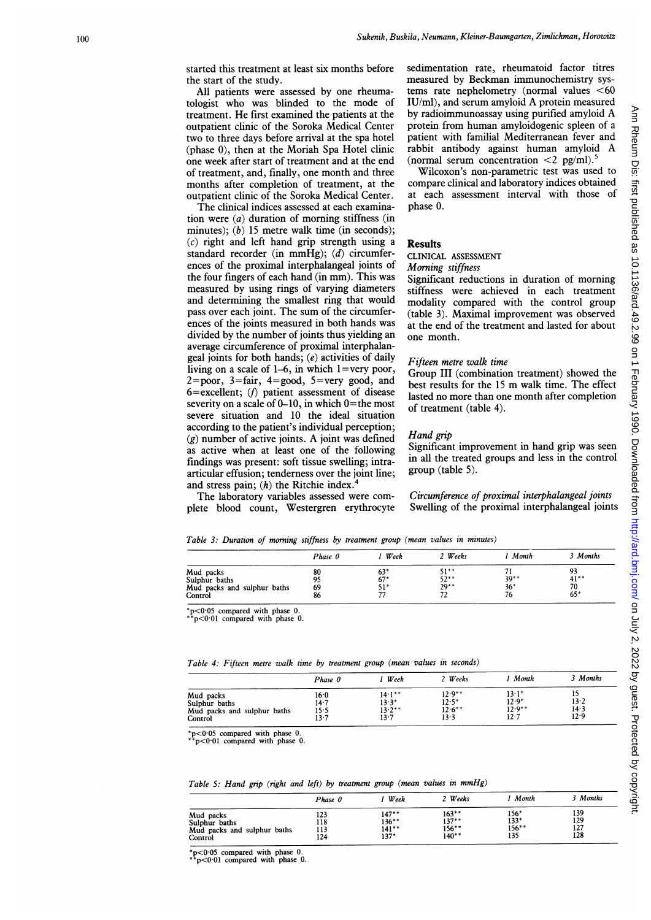started this treatment at least six months before the start of the study.

All patients were assessed by one rheumatologist who was blinded to the mode of treatment. He first examined the patients at the outpatient clinic of the Soroka Medical Center two to three days before arrival at the spa hotel (phase 0), then at the Moriah Spa Hotel clinic one week after start of treatment and at the end of treatment, and, finally, one month and three months after completion of treatment, at the outpatient clinic of the Soroka Medical Center.

The clinical indices assessed at each examination were (*a*) duration of morning stiffness (in minutes); (*b*) 15 metre walk time (in seconds); (*c*) right and left hand grip strength using a standard recorder (in mmHg); (*d*) circumferences of the proximal interphalangeal joints of the four fingers of each hand (in mm). This was measured by using rings of varying diameters and determining the smallest ring that would pass over each joint. The sum of the circumferences of the joints measured in both hands was divided by the number of joints thus yielding an average circumference of proximal interphalangeal joints for both hands; (*e*) activities of daily living on a scale of 1–6, in which 1=very poor, 2=poor, 3=fair, 4=good, 5=very good, and 6=excellent; (*f*) patient assessment of disease severity on a scale of 0–10, in which 0=the most severe situation and 10 the ideal situation according to the patient's individual perception; (*g*) number of active joints. A joint was defined as active when at least one of the following findings was present: soft tissue swelling; intra-articular effusion; tenderness over the joint line; and stress pain; (*h*) the Ritchie index.[4]

The laboratory variables assessed were complete blood count, Westergren erythrocyte sedimentation rate, rheumatoid factor titres measured by Beckman immunochemistry systems rate nephelometry (normal values <60 IU/ml), and serum amyloid A protein measured by radioimmunoassay using purified amyloid A protein from human amyloidogenic spleen of a patient with familial Mediterranean fever and rabbit antibody against human amyloid A (normal serum concentration <2 pg/ml).[5]

Wilcoxon's non-parametric test was used to compare clinical and laboratory indices obtained at each assessment interval with those of phase 0.

## Results

### CLINICAL ASSESSMENT

#### *Morning stiffness*

Significant reductions in duration of morning stiffness were achieved in each treatment modality compared with the control group (table 3). Maximal improvement was observed at the end of the treatment and lasted for about one month.

#### *Fifteen metre walk time*

Group III (combination treatment) showed the best results for the 15 m walk time. The effect lasted no more than one month after completion of treatment (table 4).

#### *Hand grip*

Significant improvement in hand grip was seen in all the treated groups and less in the control group (table 5).

#### *Circumference of proximal interphalangeal joints*

Swelling of the proximal interphalangeal joints

*Table 3: Duration of morning stiffness by treatment group (mean values in minutes)*

| | Phase 0 | 1 Week | 2 Weeks | 1 Month | 3 Months |
|---|---|---|---|---|---|
| Mud packs | 80 | 63* | 51** | 71 | 93 |
| Sulphur baths | 95 | 67* | 52** | 39** | 41** |
| Mud packs and sulphur baths | 69 | 51* | 29** | 36* | 70 |
| Control | 86 | 77 | 72 | 76 | 65* |

*p<0·05 compared with phase 0.
**p<0·01 compared with phase 0.

*Table 4: Fifteen metre walk time by treatment group (mean values in seconds)*

| | Phase 0 | 1 Week | 2 Weeks | 1 Month | 3 Months |
|---|---|---|---|---|---|
| Mud packs | 16·0 | 14·1** | 12·9** | 13·1* | 15 |
| Sulphur baths | 14·7 | 13·3* | 12·5* | 12·9* | 13·2 |
| Mud packs and sulphur baths | 15·5 | 13·2** | 12·6** | 12·9** | 14·3 |
| Control | 13·7 | 13·7 | 13·3 | 12·7 | 12·9 |

*p<0·05 compared with phase 0.
**p<0·01 compared with phase 0.

*Table 5: Hand grip (right and left) by treatment group (mean values in mmHg)*

| | Phase 0 | 1 Week | 2 Weeks | 1 Month | 3 Months |
|---|---|---|---|---|---|
| Mud packs | 123 | 147** | 163** | 156* | 139 |
| Sulphur baths | 118 | 136** | 137** | 133* | 129 |
| Mud packs and sulphur baths | 113 | 141** | 156** | 156** | 127 |
| Control | 124 | 137* | 140** | 135 | 128 |

*p<0·05 compared with phase 0.
**p<0·01 compared with phase 0.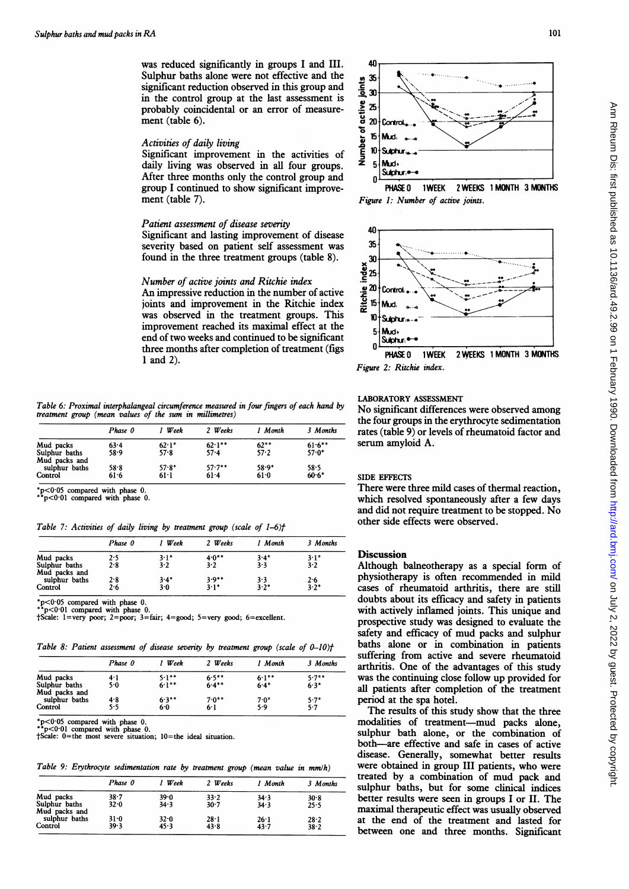was reduced significantly in groups I and III. Sulphur baths alone were not effective and the significant reduction observed in this group and in the control group at the last assessment is probably coincidental or an error of measurement (table 6).

### *Activities of daily living*

Significant improvement in the activities of daily living was observed in all four groups. After three months only the control group and group I continued to show significant improvement (table 7).

### *Patient assessment of disease severity*

Significant and lasting improvement of disease severity based on patient self assessment was found in the three treatment groups (table 8).

### *Number of active joints and Ritchie index*

An impressive reduction in the number of active joints and improvement in the Ritchie index was observed in the treatment groups. This improvement reached its maximal effect at the end of two weeks and continued to be significant three months after completion of treatment (figs 1 and 2).

*Table 6: Proximal interphalangeal circumference measured in four fingers of each hand by treatment group (mean values of the sum in millimetres)*

| | Phase 0 | 1 Week | 2 Weeks | 1 Month | 3 Months |
|---|---|---|---|---|---|
| Mud packs | 63·4 | 62·1* | 62·1** | 62** | 61·6** |
| Sulphur baths | 58·9 | 57·8 | 57·4 | 57·2 | 57·0* |
| Mud packs and sulphur baths | 58·8 | 57·8* | 57·7** | 58·9* | 58·5 |
| Control | 61·6 | 61·1 | 61·4 | 61·0 | 60·6* |

*p<0·05 compared with phase 0.
**p<0·01 compared with phase 0.

*Table 7: Activities of daily living by treatment group (scale of 1–6)†*

| | Phase 0 | 1 Week | 2 Weeks | 1 Month | 3 Months |
|---|---|---|---|---|---|
| Mud packs | 2·5 | 3·1* | 4·0** | 3·4* | 3·1* |
| Sulphur baths | 2·8 | 3·2 | 3·2 | 3·3 | 3·2 |
| Mud packs and sulphur baths | 2·8 | 3·4* | 3·9** | 3·3 | 2·6 |
| Control | 2·6 | 3·0 | 3·1* | 3·2* | 3·2* |

*p<0·05 compared with phase 0.
**p<0·01 compared with phase 0.
†Scale: 1=very poor; 2=poor; 3=fair; 4=good; 5=very good; 6=excellent.

*Table 8: Patient assessment of disease severity by treatment group (scale of 0–10)†*

| | Phase 0 | 1 Week | 2 Weeks | 1 Month | 3 Months |
|---|---|---|---|---|---|
| Mud packs | 4·1 | 5·1** | 6·5** | 6·1** | 5·7** |
| Sulphur baths | 5·0 | 6·1** | 6·4** | 6·4* | 6·3* |
| Mud packs and sulphur baths | 4·8 | 6·3** | 7·0** | 7·0* | 5·7* |
| Control | 5·5 | 6·0 | 6·1 | 5·9 | 5·7 |

*p<0·05 compared with phase 0.
**p<0·01 compared with phase 0.
†Scale: 0=the most severe situation; 10=the ideal situation.

*Table 9: Erythrocyte sedimentation rate by treatment group (mean value in mm/h)*

| | Phase 0 | 1 Week | 2 Weeks | 1 Month | 3 Months |
|---|---|---|---|---|---|
| Mud packs | 38·7 | 39·0 | 33·2 | 34·3 | 30·8 |
| Sulphur baths | 32·0 | 34·3 | 30·7 | 34·3 | 25·5 |
| Mud packs and sulphur baths | 31·0 | 32·0 | 28·1 | 26·1 | 28·2 |
| Control | 39·3 | 45·3 | 43·8 | 43·7 | 38·2 |

*Figure 1: Number of active joints.*

*Figure 2: Ritchie index.*

#### LABORATORY ASSESSMENT

No significant differences were observed among the four groups in the erythrocyte sedimentation rates (table 9) or levels of rheumatoid factor and serum amyloid A.

#### SIDE EFFECTS

There were three mild cases of thermal reaction, which resolved spontaneously after a few days and did not require treatment to be stopped. No other side effects were observed.

## Discussion

Although balneotherapy as a special form of physiotherapy is often recommended in mild cases of rheumatoid arthritis, there are still doubts about its efficacy and safety in patients with actively inflamed joints. This unique and prospective study was designed to evaluate the safety and efficacy of mud packs and sulphur baths alone or in combination in patients suffering from active and severe rheumatoid arthritis. One of the advantages of this study was the continuing close follow up provided for all patients after completion of the treatment period at the spa hotel.

The results of this study show that the three modalities of treatment—mud packs alone, sulphur bath alone, or the combination of both—are effective and safe in cases of active disease. Generally, somewhat better results were obtained in group III patients, who were treated by a combination of mud pack and sulphur baths, but for some clinical indices better results were seen in groups I or II. The maximal therapeutic effect was usually observed at the end of the treatment and lasted for between one and three months. Significant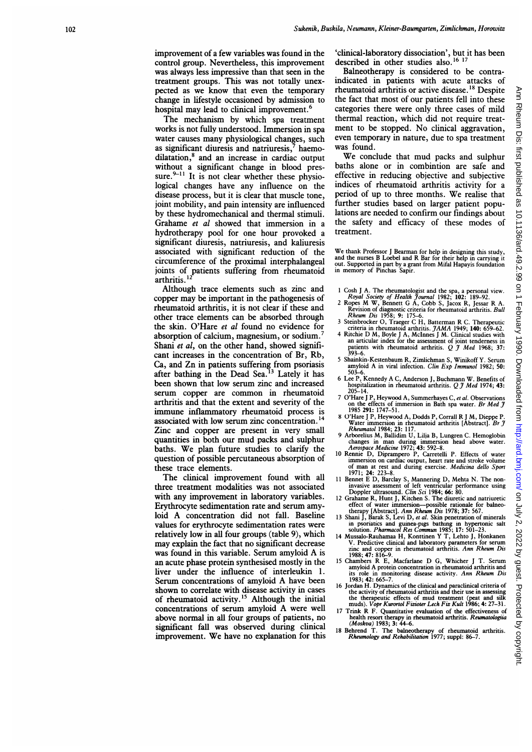improvement of a few variables was found in the control group. Nevertheless, this improvement was always less impressive than that seen in the treatment groups. This was not totally unexpected as we know that even the temporary change in lifestyle occasioned by admission to hospital may lead to clinical improvement.[6]

The mechanism by which spa treatment works is not fully understood. Immersion in spa water causes many physiological changes, such as significant diuresis and natriuresis,[7] haemodilatation,[8] and an increase in cardiac output without a significant change in blood pressure.[9–11] It is not clear whether these physiological changes have any influence on the disease process, but it is clear that muscle tone, joint mobility, and pain intensity are influenced by these hydromechanical and thermal stimuli. Grahame *et al* showed that immersion in a hydrotherapy pool for one hour provoked a significant diuresis, natriuresis, and kaliuresis associated with significant reduction of the circumference of the proximal interphalangeal joints of patients suffering from rheumatoid arthritis.[12]

Although trace elements such as zinc and copper may be important in the pathogenesis of rheumatoid arthritis, it is not clear if these and other trace elements can be absorbed through the skin. O'Hare *et al* found no evidence for absorption of calcium, magnesium, or sodium.[7] Shani *et al*, on the other hand, showed significant increases in the concentration of Br, Rb, Ca, and Zn in patients suffering from psoriasis after bathing in the Dead Sea.[13] Lately it has been shown that low serum zinc and increased serum copper are common in rheumatoid arthritis and that the extent and severity of the immune inflammatory rheumatoid process is associated with low serum zinc concentration.[14] Zinc and copper are present in very small quantities in both our mud packs and sulphur baths. We plan future studies to clarify the question of possible percutaneous absorption of these trace elements.

The clinical improvement found with all three treatment modalities was not associated with any improvement in laboratory variables. Erythrocyte sedimentation rate and serum amyloid A concentration did not fall. Baseline values for erythrocyte sedimentation rates were relatively low in all four groups (table 9), which may explain the fact that no significant decrease was found in this variable. Serum amyloid A is an acute phase protein synthesised mostly in the liver under the influence of interleukin 1. Serum concentrations of amyloid A have been shown to correlate with disease activity in cases of rheumatoid activity.[15] Although the initial concentrations of serum amyloid A were well above normal in all four groups of patients, no significant fall was observed during clinical improvement. We have no explanation for this 'clinical-laboratory dissociation', but it has been described in other studies also.[16 17]

Balneotherapy is considered to be contraindicated in patients with acute attacks of rheumatoid arthritis or active disease.[18] Despite the fact that most of our patients fell into these categories there were only three cases of mild thermal reaction, which did not require treatment to be stopped. No clinical aggravation, even temporary in nature, due to spa treatment was found.

We conclude that mud packs and sulphur baths alone or in combintion are safe and effective in reducing objective and subjective indices of rheumatoid arthritis activity for a period of up to three months. We realise that further studies based on larger patient populations are needed to confirm our findings about the safety and efficacy of these modes of treatment.

We thank Professor J Bearman for help in designing this study, and the nurses B Loebel and R Bar for their help in carrying it out. Supported in part by a grant from Mifal Hapayis foundation in memory of Pinchas Sapir.

1. Cosh J A. The rheumatologist and the spa, a personal view. *Royal Society of Health Journal* 1982; **102:** 189–92.
2. Ropes M W, Bennett G A, Cobb S, Jacox R, Jessar R A. Revision of diagnostic criteria for rheumatoid arthritis. *Bull Rheum Dis* 1958; **9:** 175–6.
3. Steinbrocker O, Traeger C H, Batterman R C. Therapeutic criteria in rheumatoid arthritis. *JAMA* 1949; **140:** 659–62.
4. Ritchie D M, Boyle J A, McInnes J M. Clinical studies with an articular index for the assessment of joint tenderness in patients with rheumatoid arthritis. *Q J Med* 1968; **37:** 393–6.
5. Shainkin-Kestenbaum R, Zimlichman S, Winikoff Y. Serum amyloid A in viral infection. *Clin Exp Immunol* 1982; **50:** 503–6.
6. Lee P, Kennedy A C, Anderson J, Buchmann W. Benefits of hospitalization in rheumatoid arthritis. *Q J Med* 1974; **43:** 205–14.
7. O'Hare J P, Heywood A, Summerhayes C, *et al.* Observations on the effects of immersion in Bath spa water. *Br Med J* 1985 **291:** 1747–51.
8. O'Hare J P, Heywood A, Dodds P, Corrall R J M, Dieppe P. Water immersion in rheumatoid arthritis [Abstract]. *Br J Rheumatol* 1984; **23:** 117.
9. Arborelius M, Ballidim U, Lilja B, Lungren C. Hemoglobin changes in man during immersion head above water. *Aerospace Medicine* 1972; **43:** 592–8.
10. Rennie D, Diprampero P, Carretelli P. Effects of water immersion on cardiac output, heart rate and stroke volume of man at rest and during exercise. *Medicina dello Sport* 1971; **24:** 223–8.
11. Bennet E D, Barclay S, Mannering D, Mehta N. The non-invasive assessment of left ventricular performance using Doppler ultrasound. *Clin Sci* 1984; **66:** 80.
12. Grahame R, Hunt J, Kitchen S. The diuretic and natriuretic effect of water immersion—possible rationale for balneotherapy [Abstract]. *Ann Rheum Dis* 1978; **37:** 567.
13. Shani J, Barak S, Levi D, *et al.* Skin penetration of minerals in psoriatics and guinea-pigs bathing in hypertonic salt solution. *Pharmacol Res Commun* 1985; **17:** 501–23.
14. Mussalo-Rauhamaa H, Konttinen Y T, Lehto J, Honkanen V. Predictive clinical and laboratory parameters for serum zinc and copper in rheumatoid arthritis. *Ann Rheum Dis* 1988; **47:** 816–9.
15. Chambers R E, Macfarlane D G, Whicher J T. Serum amyloid A protein concentration in rheumatoid arthritis and its role in monitoring disease activity. *Ann Rheum Dis* 1983; **42:** 665–7.
16. Jordan H. Dynamics of the clinical and paraclinical criteria of the activity of rheumatoid arthritis and their use in assessing the therapeutic effects of mud treatment (peat and silk muds). *Vopr Kurortol Fizioter Lech Fiz Kult* 1986; **4:** 27–31.
17. Trink R F. Quantitative evaluation of the effectiveness of health resort therapy in rheumatoid arthritis. *Reumatologiia (Moskva)* 1983; **3:** 44–6.
18. Behrend T. The balneotherapy of rheumatoid arthritis. *Rheumology and Rehabilitation* 1977; suppl: 86–7.